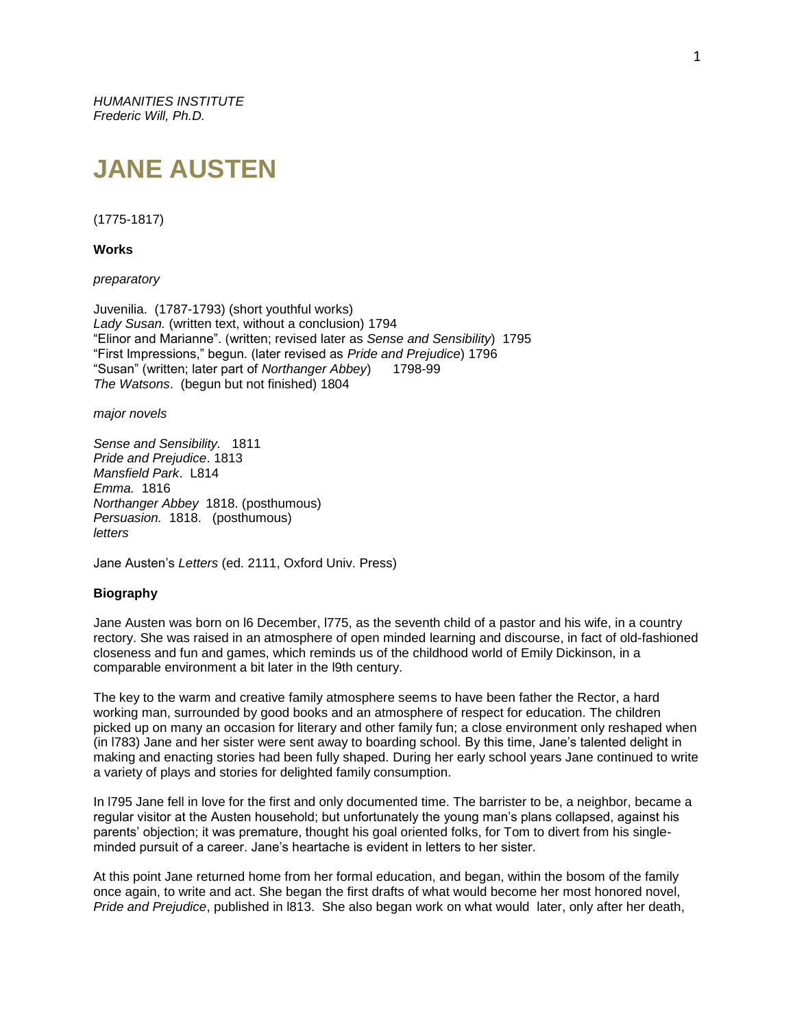*HUMANITIES INSTITUTE*
*Frederic Will, Ph.D.*

# JANE AUSTEN

(1775-1817)

**Works**

*preparatory*

Juvenilia. (1787-1793) (short youthful works)
*Lady Susan.* (written text, without a conclusion) 1794
"Elinor and Marianne". (written; revised later as *Sense and Sensibility*) 1795
"First Impressions," begun. (later revised as *Pride and Prejudice*) 1796
"Susan" (written; later part of *Northanger Abbey*) 1798-99
*The Watsons*. (begun but not finished) 1804

*major novels*

*Sense and Sensibility.* 1811
*Pride and Prejudice*. 1813
*Mansfield Park*. L814
*Emma.* 1816
*Northanger Abbey* 1818. (posthumous)
*Persuasion.* 1818. (posthumous)
*letters*

Jane Austen's *Letters* (ed. 2111, Oxford Univ. Press)

**Biography**

Jane Austen was born on l6 December, l775, as the seventh child of a pastor and his wife, in a country rectory. She was raised in an atmosphere of open minded learning and discourse, in fact of old-fashioned closeness and fun and games, which reminds us of the childhood world of Emily Dickinson, in a comparable environment a bit later in the l9th century.

The key to the warm and creative family atmosphere seems to have been father the Rector, a hard working man, surrounded by good books and an atmosphere of respect for education. The children picked up on many an occasion for literary and other family fun; a close environment only reshaped when (in l783) Jane and her sister were sent away to boarding school. By this time, Jane's talented delight in making and enacting stories had been fully shaped. During her early school years Jane continued to write a variety of plays and stories for delighted family consumption.

In l795 Jane fell in love for the first and only documented time. The barrister to be, a neighbor, became a regular visitor at the Austen household; but unfortunately the young man's plans collapsed, against his parents' objection; it was premature, thought his goal oriented folks, for Tom to divert from his single-minded pursuit of a career. Jane's heartache is evident in letters to her sister.

At this point Jane returned home from her formal education, and began, within the bosom of the family once again, to write and act. She began the first drafts of what would become her most honored novel, *Pride and Prejudice*, published in l813. She also began work on what would later, only after her death,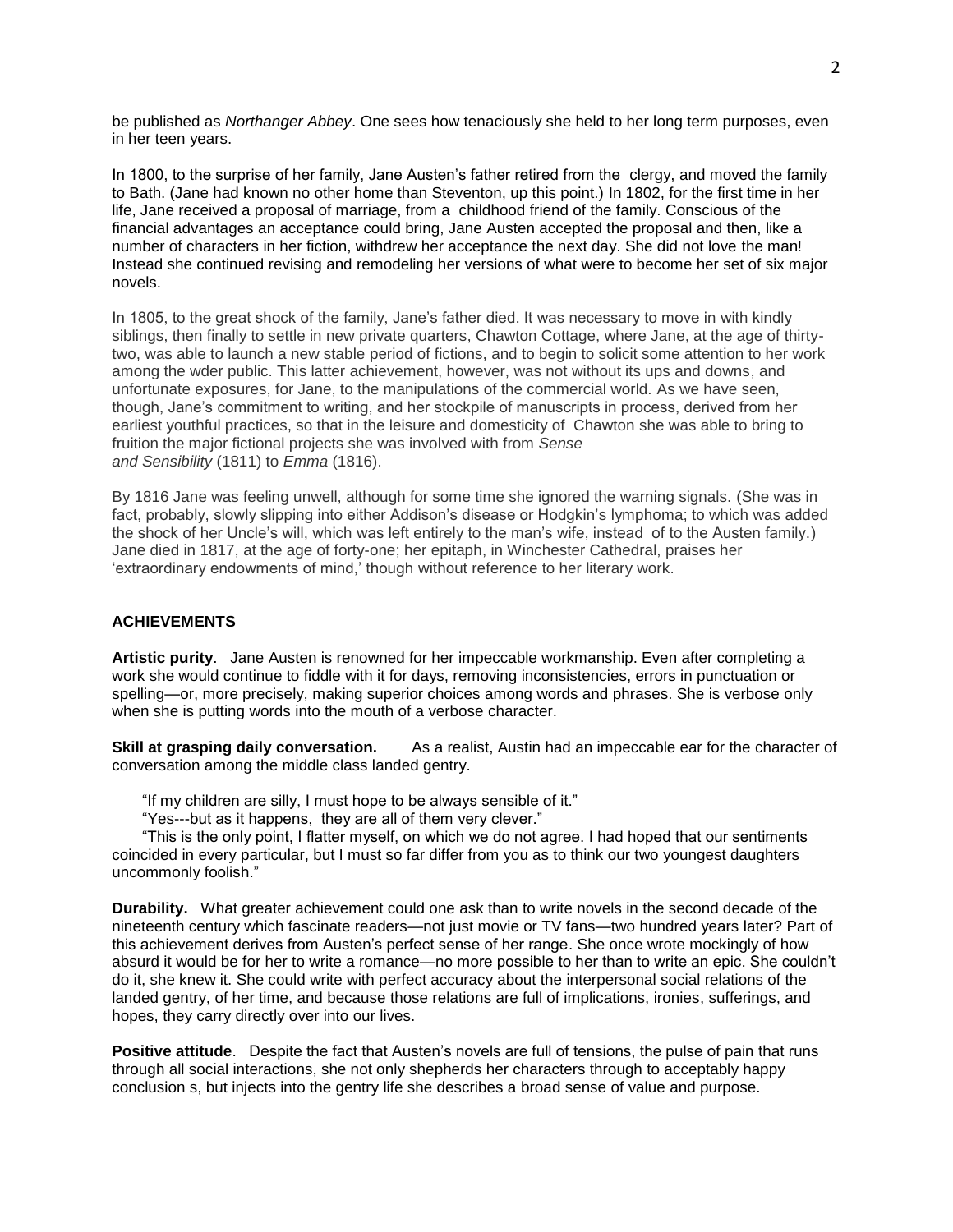be published as *Northanger Abbey*. One sees how tenaciously she held to her long term purposes, even in her teen years.

In 1800, to the surprise of her family, Jane Austen's father retired from the clergy, and moved the family to Bath. (Jane had known no other home than Steventon, up this point.) In 1802, for the first time in her life, Jane received a proposal of marriage, from a childhood friend of the family. Conscious of the financial advantages an acceptance could bring, Jane Austen accepted the proposal and then, like a number of characters in her fiction, withdrew her acceptance the next day. She did not love the man! Instead she continued revising and remodeling her versions of what were to become her set of six major novels.

In 1805, to the great shock of the family, Jane's father died. It was necessary to move in with kindly siblings, then finally to settle in new private quarters, Chawton Cottage, where Jane, at the age of thirty-two, was able to launch a new stable period of fictions, and to begin to solicit some attention to her work among the wder public. This latter achievement, however, was not without its ups and downs, and unfortunate exposures, for Jane, to the manipulations of the commercial world. As we have seen, though, Jane's commitment to writing, and her stockpile of manuscripts in process, derived from her earliest youthful practices, so that in the leisure and domesticity of Chawton she was able to bring to fruition the major fictional projects she was involved with from *Sense and Sensibility* (1811) to *Emma* (1816).

By 1816 Jane was feeling unwell, although for some time she ignored the warning signals. (She was in fact, probably, slowly slipping into either Addison's disease or Hodgkin's lymphoma; to which was added the shock of her Uncle's will, which was left entirely to the man's wife, instead of to the Austen family.) Jane died in 1817, at the age of forty-one; her epitaph, in Winchester Cathedral, praises her 'extraordinary endowments of mind,' though without reference to her literary work.

## ACHIEVEMENTS

**Artistic purity**. Jane Austen is renowned for her impeccable workmanship. Even after completing a work she would continue to fiddle with it for days, removing inconsistencies, errors in punctuation or spelling—or, more precisely, making superior choices among words and phrases. She is verbose only when she is putting words into the mouth of a verbose character.

**Skill at grasping daily conversation.** As a realist, Austin had an impeccable ear for the character of conversation among the middle class landed gentry.

"If my children are silly, I must hope to be always sensible of it."

"Yes---but as it happens, they are all of them very clever."

"This is the only point, I flatter myself, on which we do not agree. I had hoped that our sentiments coincided in every particular, but I must so far differ from you as to think our two youngest daughters uncommonly foolish."

**Durability.** What greater achievement could one ask than to write novels in the second decade of the nineteenth century which fascinate readers—not just movie or TV fans—two hundred years later? Part of this achievement derives from Austen's perfect sense of her range. She once wrote mockingly of how absurd it would be for her to write a romance—no more possible to her than to write an epic. She couldn't do it, she knew it. She could write with perfect accuracy about the interpersonal social relations of the landed gentry, of her time, and because those relations are full of implications, ironies, sufferings, and hopes, they carry directly over into our lives.

**Positive attitude**. Despite the fact that Austen's novels are full of tensions, the pulse of pain that runs through all social interactions, she not only shepherds her characters through to acceptably happy conclusion s, but injects into the gentry life she describes a broad sense of value and purpose.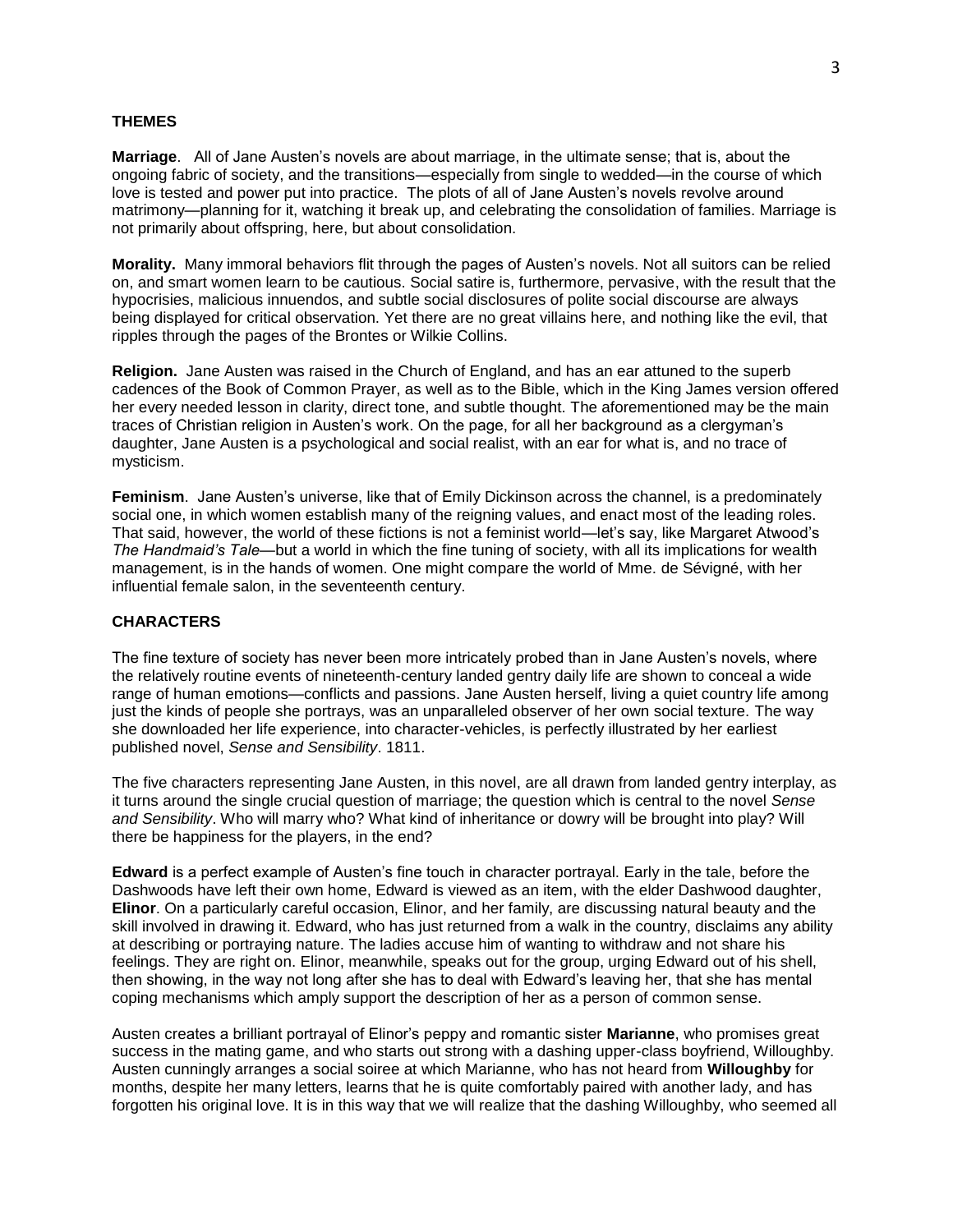## THEMES

**Marriage**. All of Jane Austen's novels are about marriage, in the ultimate sense; that is, about the ongoing fabric of society, and the transitions—especially from single to wedded—in the course of which love is tested and power put into practice. The plots of all of Jane Austen's novels revolve around matrimony—planning for it, watching it break up, and celebrating the consolidation of families. Marriage is not primarily about offspring, here, but about consolidation.

**Morality.** Many immoral behaviors flit through the pages of Austen's novels. Not all suitors can be relied on, and smart women learn to be cautious. Social satire is, furthermore, pervasive, with the result that the hypocrisies, malicious innuendos, and subtle social disclosures of polite social discourse are always being displayed for critical observation. Yet there are no great villains here, and nothing like the evil, that ripples through the pages of the Brontes or Wilkie Collins.

**Religion.** Jane Austen was raised in the Church of England, and has an ear attuned to the superb cadences of the Book of Common Prayer, as well as to the Bible, which in the King James version offered her every needed lesson in clarity, direct tone, and subtle thought. The aforementioned may be the main traces of Christian religion in Austen's work. On the page, for all her background as a clergyman's daughter, Jane Austen is a psychological and social realist, with an ear for what is, and no trace of mysticism.

**Feminism**. Jane Austen's universe, like that of Emily Dickinson across the channel, is a predominately social one, in which women establish many of the reigning values, and enact most of the leading roles. That said, however, the world of these fictions is not a feminist world—let's say, like Margaret Atwood's *The Handmaid's Tale*—but a world in which the fine tuning of society, with all its implications for wealth management, is in the hands of women. One might compare the world of Mme. de Sévigné, with her influential female salon, in the seventeenth century.

## CHARACTERS

The fine texture of society has never been more intricately probed than in Jane Austen's novels, where the relatively routine events of nineteenth-century landed gentry daily life are shown to conceal a wide range of human emotions—conflicts and passions. Jane Austen herself, living a quiet country life among just the kinds of people she portrays, was an unparalleled observer of her own social texture. The way she downloaded her life experience, into character-vehicles, is perfectly illustrated by her earliest published novel, *Sense and Sensibility*. 1811.

The five characters representing Jane Austen, in this novel, are all drawn from landed gentry interplay, as it turns around the single crucial question of marriage; the question which is central to the novel *Sense and Sensibility*. Who will marry who? What kind of inheritance or dowry will be brought into play? Will there be happiness for the players, in the end?

**Edward** is a perfect example of Austen's fine touch in character portrayal. Early in the tale, before the Dashwoods have left their own home, Edward is viewed as an item, with the elder Dashwood daughter, **Elinor**. On a particularly careful occasion, Elinor, and her family, are discussing natural beauty and the skill involved in drawing it. Edward, who has just returned from a walk in the country, disclaims any ability at describing or portraying nature. The ladies accuse him of wanting to withdraw and not share his feelings. They are right on. Elinor, meanwhile, speaks out for the group, urging Edward out of his shell, then showing, in the way not long after she has to deal with Edward's leaving her, that she has mental coping mechanisms which amply support the description of her as a person of common sense.

Austen creates a brilliant portrayal of Elinor's peppy and romantic sister **Marianne**, who promises great success in the mating game, and who starts out strong with a dashing upper-class boyfriend, Willoughby. Austen cunningly arranges a social soiree at which Marianne, who has not heard from **Willoughby** for months, despite her many letters, learns that he is quite comfortably paired with another lady, and has forgotten his original love. It is in this way that we will realize that the dashing Willoughby, who seemed all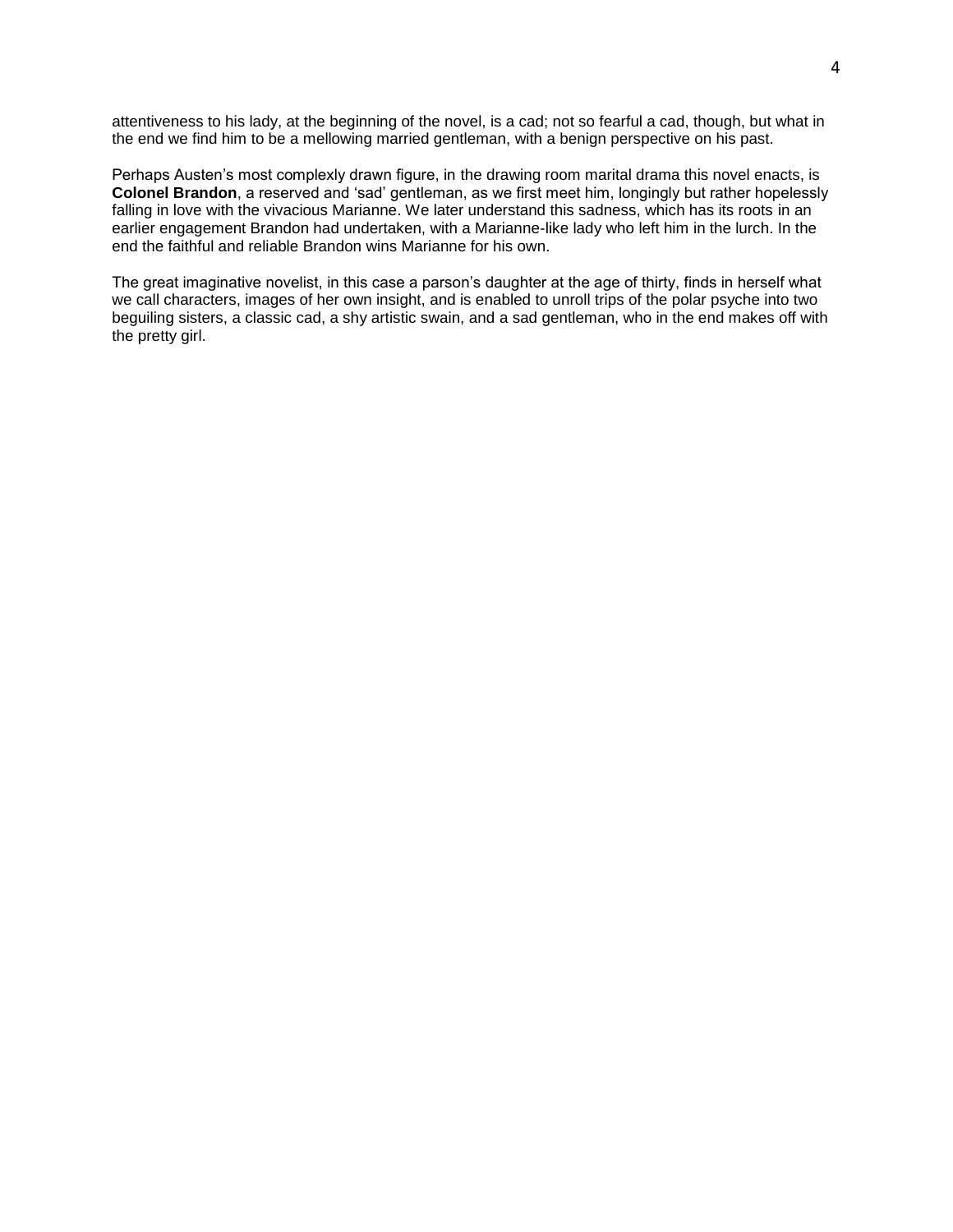attentiveness to his lady, at the beginning of the novel, is a cad; not so fearful a cad, though, but what in the end we find him to be a mellowing married gentleman, with a benign perspective on his past.

Perhaps Austen's most complexly drawn figure, in the drawing room marital drama this novel enacts, is **Colonel Brandon**, a reserved and 'sad' gentleman, as we first meet him, longingly but rather hopelessly falling in love with the vivacious Marianne. We later understand this sadness, which has its roots in an earlier engagement Brandon had undertaken, with a Marianne-like lady who left him in the lurch. In the end the faithful and reliable Brandon wins Marianne for his own.

The great imaginative novelist, in this case a parson's daughter at the age of thirty, finds in herself what we call characters, images of her own insight, and is enabled to unroll trips of the polar psyche into two beguiling sisters, a classic cad, a shy artistic swain, and a sad gentleman, who in the end makes off with the pretty girl.